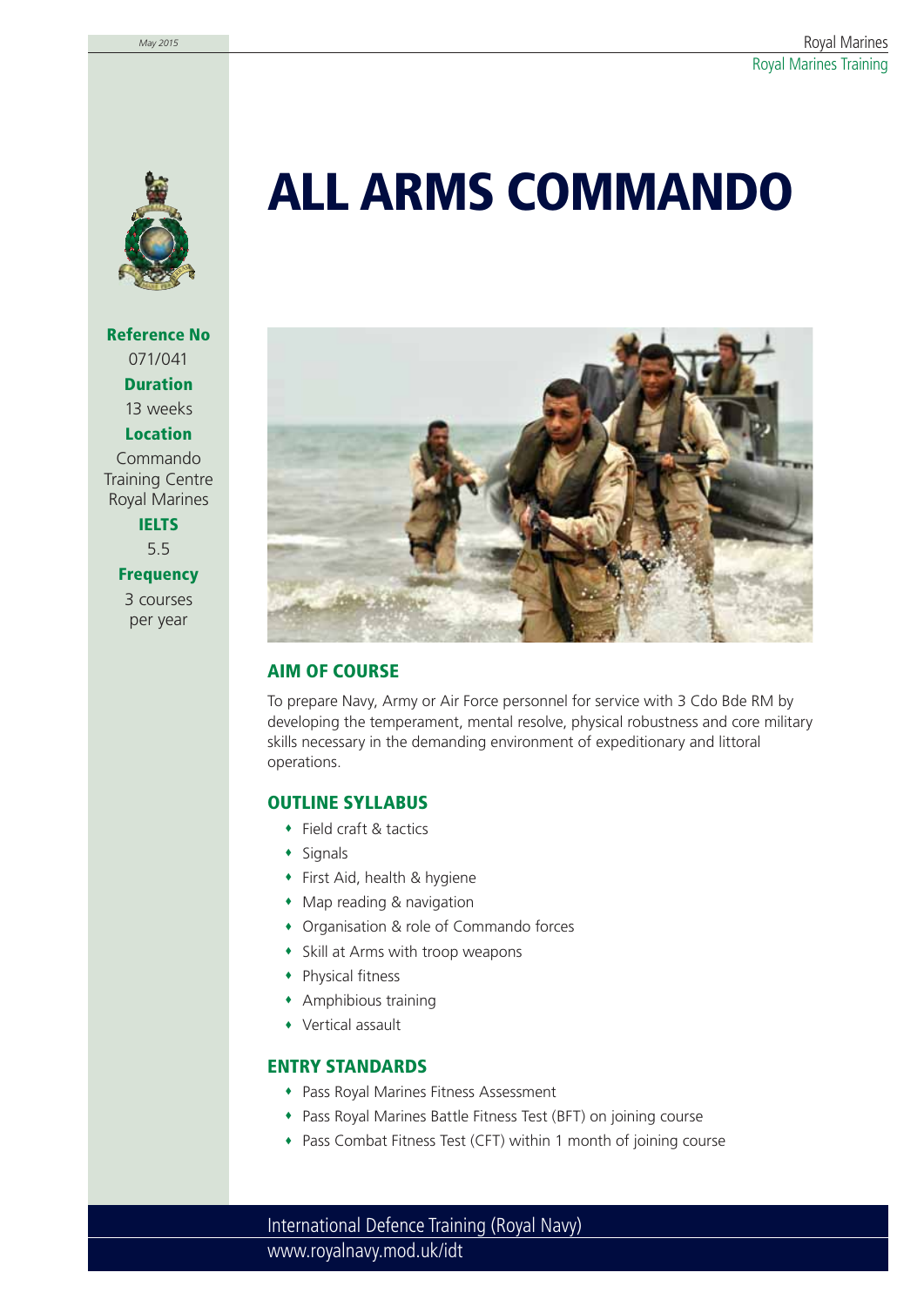# ALL ARMS COMMANDO

**Reference No**
071/041

**Duration**
13 weeks

**Location**
Commando Training Centre Royal Marines

**IELTS**
5.5

**Frequency**
3 courses per year

## AIM OF COURSE

To prepare Navy, Army or Air Force personnel for service with 3 Cdo Bde RM by developing the temperament, mental resolve, physical robustness and core military skills necessary in the demanding environment of expeditionary and littoral operations.

## OUTLINE SYLLABUS

- Field craft & tactics
- Signals
- First Aid, health & hygiene
- Map reading & navigation
- Organisation & role of Commando forces
- Skill at Arms with troop weapons
- Physical fitness
- Amphibious training
- Vertical assault

## ENTRY STANDARDS

- Pass Royal Marines Fitness Assessment
- Pass Royal Marines Battle Fitness Test (BFT) on joining course
- Pass Combat Fitness Test (CFT) within 1 month of joining course

International Defence Training (Royal Navy)
www.royalnavy.mod.uk/idt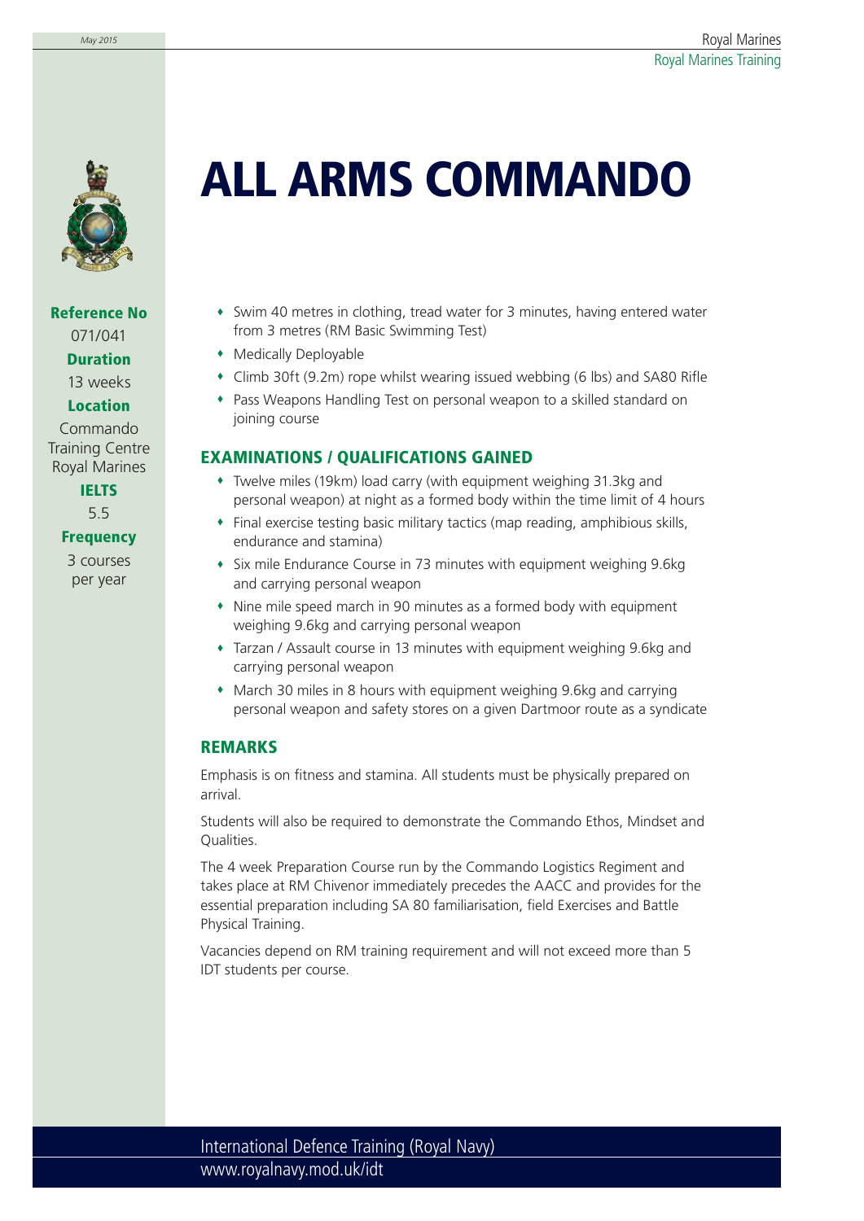# ALL ARMS COMMANDO

**Reference No**
071/041

**Duration**
13 weeks

**Location**
Commando Training Centre Royal Marines

**IELTS**
5.5

**Frequency**
3 courses per year

- Swim 40 metres in clothing, tread water for 3 minutes, having entered water from 3 metres (RM Basic Swimming Test)
- Medically Deployable
- Climb 30ft (9.2m) rope whilst wearing issued webbing (6 lbs) and SA80 Rifle
- Pass Weapons Handling Test on personal weapon to a skilled standard on joining course

## EXAMINATIONS / QUALIFICATIONS GAINED

- Twelve miles (19km) load carry (with equipment weighing 31.3kg and personal weapon) at night as a formed body within the time limit of 4 hours
- Final exercise testing basic military tactics (map reading, amphibious skills, endurance and stamina)
- Six mile Endurance Course in 73 minutes with equipment weighing 9.6kg and carrying personal weapon
- Nine mile speed march in 90 minutes as a formed body with equipment weighing 9.6kg and carrying personal weapon
- Tarzan / Assault course in 13 minutes with equipment weighing 9.6kg and carrying personal weapon
- March 30 miles in 8 hours with equipment weighing 9.6kg and carrying personal weapon and safety stores on a given Dartmoor route as a syndicate

## REMARKS

Emphasis is on fitness and stamina. All students must be physically prepared on arrival.

Students will also be required to demonstrate the Commando Ethos, Mindset and Qualities.

The 4 week Preparation Course run by the Commando Logistics Regiment and takes place at RM Chivenor immediately precedes the AACC and provides for the essential preparation including SA 80 familiarisation, field Exercises and Battle Physical Training.

Vacancies depend on RM training requirement and will not exceed more than 5 IDT students per course.